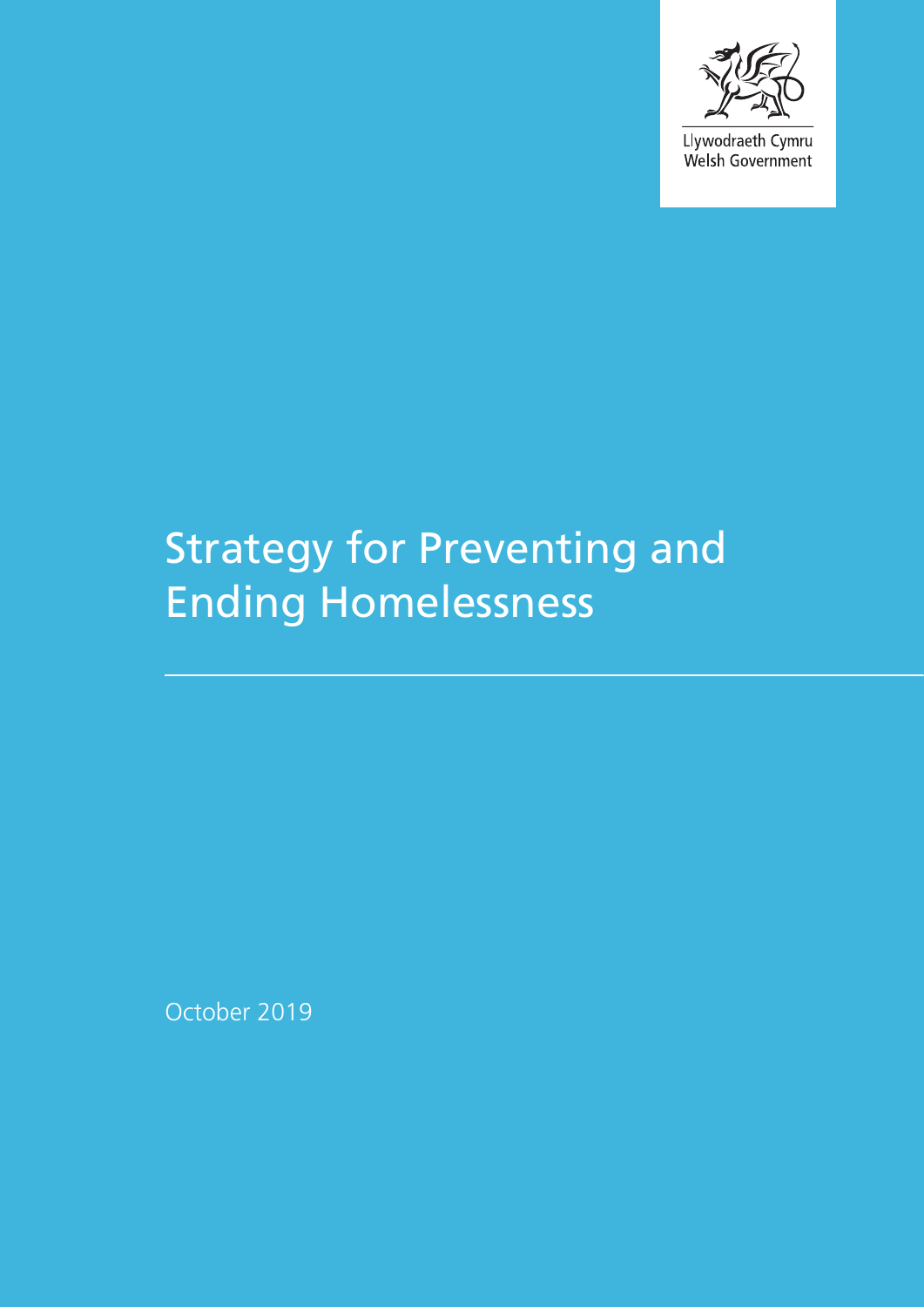Llywodraeth Cymru
Welsh Government

# Strategy for Preventing and Ending Homelessness

October 2019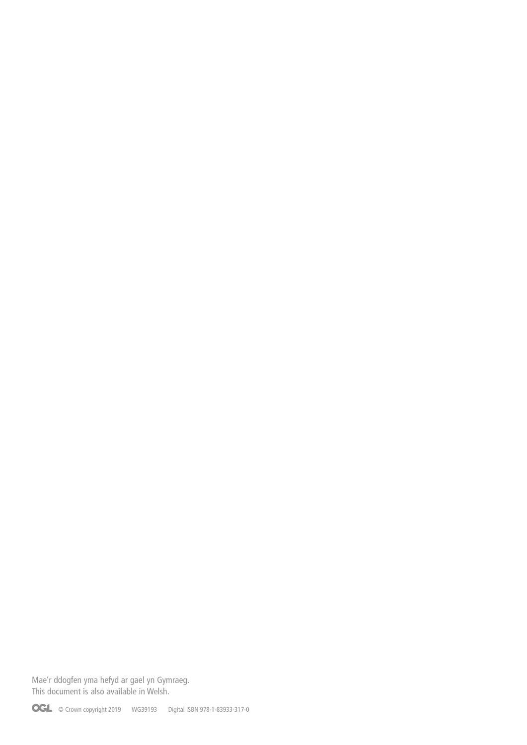Mae'r ddogfen yma hefyd ar gael yn Gymraeg.
This document is also available in Welsh.

OGL © Crown copyright 2019 WG39193 Digital ISBN 978-1-83933-317-0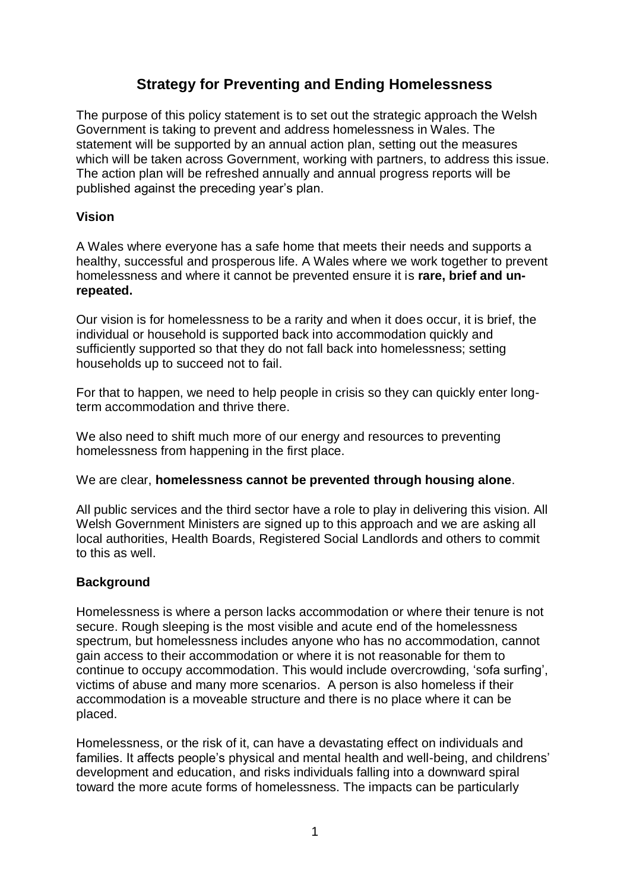# Strategy for Preventing and Ending Homelessness

The purpose of this policy statement is to set out the strategic approach the Welsh Government is taking to prevent and address homelessness in Wales. The statement will be supported by an annual action plan, setting out the measures which will be taken across Government, working with partners, to address this issue. The action plan will be refreshed annually and annual progress reports will be published against the preceding year's plan.

## Vision

A Wales where everyone has a safe home that meets their needs and supports a healthy, successful and prosperous life. A Wales where we work together to prevent homelessness and where it cannot be prevented ensure it is **rare, brief and un-repeated.**

Our vision is for homelessness to be a rarity and when it does occur, it is brief, the individual or household is supported back into accommodation quickly and sufficiently supported so that they do not fall back into homelessness; setting households up to succeed not to fail.

For that to happen, we need to help people in crisis so they can quickly enter long-term accommodation and thrive there.

We also need to shift much more of our energy and resources to preventing homelessness from happening in the first place.

We are clear, **homelessness cannot be prevented through housing alone**.

All public services and the third sector have a role to play in delivering this vision. All Welsh Government Ministers are signed up to this approach and we are asking all local authorities, Health Boards, Registered Social Landlords and others to commit to this as well.

## Background

Homelessness is where a person lacks accommodation or where their tenure is not secure. Rough sleeping is the most visible and acute end of the homelessness spectrum, but homelessness includes anyone who has no accommodation, cannot gain access to their accommodation or where it is not reasonable for them to continue to occupy accommodation. This would include overcrowding, 'sofa surfing', victims of abuse and many more scenarios. A person is also homeless if their accommodation is a moveable structure and there is no place where it can be placed.

Homelessness, or the risk of it, can have a devastating effect on individuals and families. It affects people's physical and mental health and well-being, and childrens' development and education, and risks individuals falling into a downward spiral toward the more acute forms of homelessness. The impacts can be particularly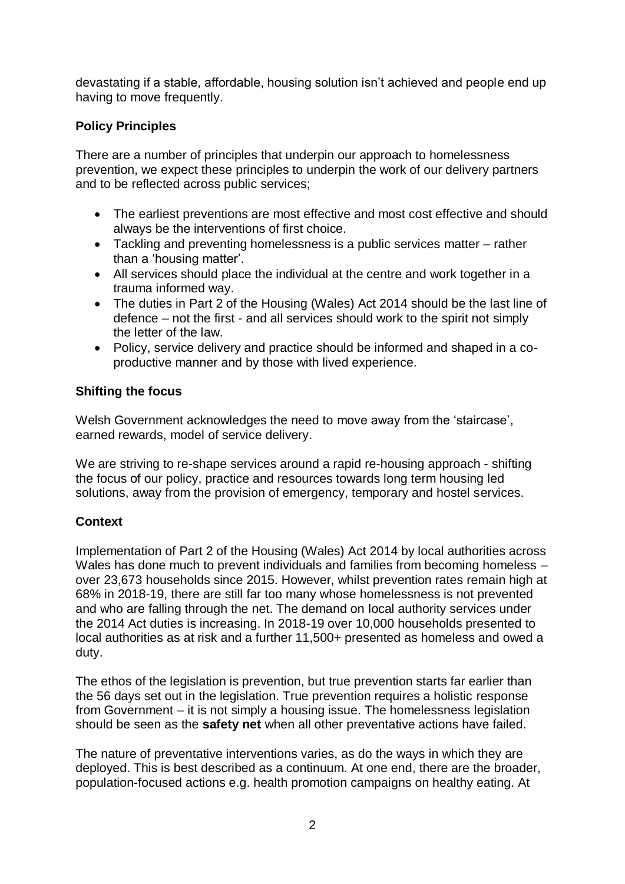devastating if a stable, affordable, housing solution isn't achieved and people end up having to move frequently.

**Policy Principles**

There are a number of principles that underpin our approach to homelessness prevention, we expect these principles to underpin the work of our delivery partners and to be reflected across public services;

- The earliest preventions are most effective and most cost effective and should always be the interventions of first choice.
- Tackling and preventing homelessness is a public services matter – rather than a 'housing matter'.
- All services should place the individual at the centre and work together in a trauma informed way.
- The duties in Part 2 of the Housing (Wales) Act 2014 should be the last line of defence – not the first - and all services should work to the spirit not simply the letter of the law.
- Policy, service delivery and practice should be informed and shaped in a co-productive manner and by those with lived experience.

**Shifting the focus**

Welsh Government acknowledges the need to move away from the 'staircase', earned rewards, model of service delivery.

We are striving to re-shape services around a rapid re-housing approach - shifting the focus of our policy, practice and resources towards long term housing led solutions, away from the provision of emergency, temporary and hostel services.

**Context**

Implementation of Part 2 of the Housing (Wales) Act 2014 by local authorities across Wales has done much to prevent individuals and families from becoming homeless – over 23,673 households since 2015. However, whilst prevention rates remain high at 68% in 2018-19, there are still far too many whose homelessness is not prevented and who are falling through the net. The demand on local authority services under the 2014 Act duties is increasing. In 2018-19 over 10,000 households presented to local authorities as at risk and a further 11,500+ presented as homeless and owed a duty.

The ethos of the legislation is prevention, but true prevention starts far earlier than the 56 days set out in the legislation. True prevention requires a holistic response from Government – it is not simply a housing issue. The homelessness legislation should be seen as the **safety net** when all other preventative actions have failed.

The nature of preventative interventions varies, as do the ways in which they are deployed. This is best described as a continuum. At one end, there are the broader, population-focused actions e.g. health promotion campaigns on healthy eating. At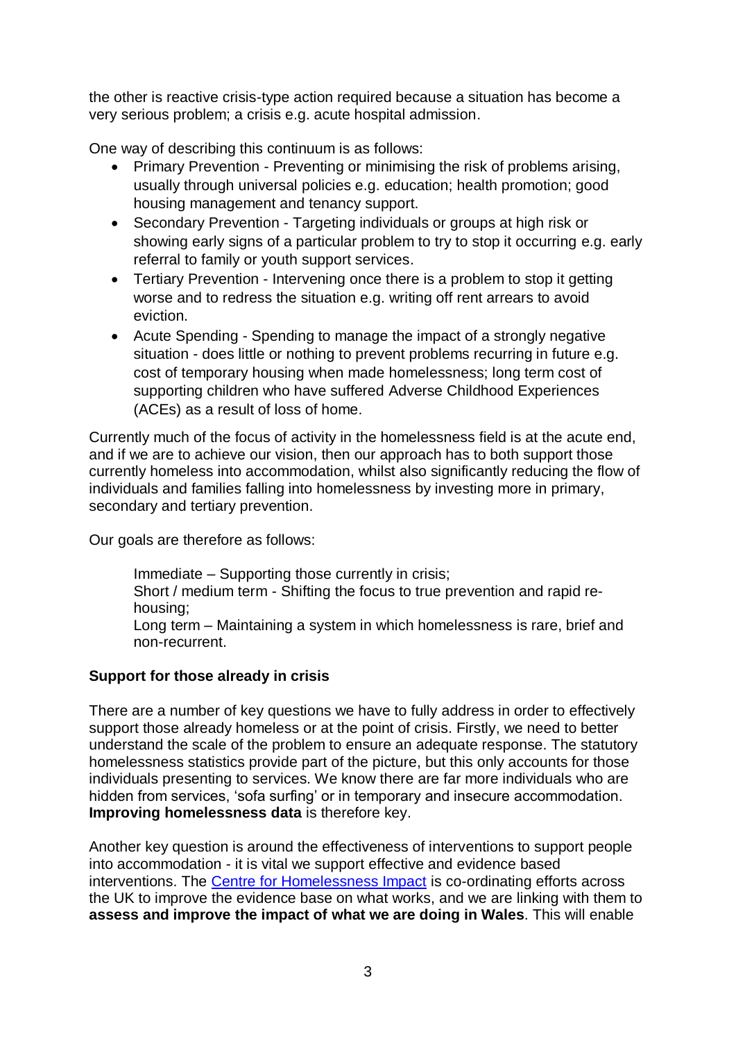the other is reactive crisis-type action required because a situation has become a very serious problem; a crisis e.g. acute hospital admission.

One way of describing this continuum is as follows:

- Primary Prevention - Preventing or minimising the risk of problems arising, usually through universal policies e.g. education; health promotion; good housing management and tenancy support.
- Secondary Prevention - Targeting individuals or groups at high risk or showing early signs of a particular problem to try to stop it occurring e.g. early referral to family or youth support services.
- Tertiary Prevention - Intervening once there is a problem to stop it getting worse and to redress the situation e.g. writing off rent arrears to avoid eviction.
- Acute Spending - Spending to manage the impact of a strongly negative situation - does little or nothing to prevent problems recurring in future e.g. cost of temporary housing when made homelessness; long term cost of supporting children who have suffered Adverse Childhood Experiences (ACEs) as a result of loss of home.

Currently much of the focus of activity in the homelessness field is at the acute end, and if we are to achieve our vision, then our approach has to both support those currently homeless into accommodation, whilst also significantly reducing the flow of individuals and families falling into homelessness by investing more in primary, secondary and tertiary prevention.

Our goals are therefore as follows:

> Immediate – Supporting those currently in crisis;
> Short / medium term - Shifting the focus to true prevention and rapid re-housing;
> Long term – Maintaining a system in which homelessness is rare, brief and non-recurrent.

**Support for those already in crisis**

There are a number of key questions we have to fully address in order to effectively support those already homeless or at the point of crisis. Firstly, we need to better understand the scale of the problem to ensure an adequate response. The statutory homelessness statistics provide part of the picture, but this only accounts for those individuals presenting to services. We know there are far more individuals who are hidden from services, 'sofa surfing' or in temporary and insecure accommodation. **Improving homelessness data** is therefore key.

Another key question is around the effectiveness of interventions to support people into accommodation - it is vital we support effective and evidence based interventions. The Centre for Homelessness Impact is co-ordinating efforts across the UK to improve the evidence base on what works, and we are linking with them to **assess and improve the impact of what we are doing in Wales**. This will enable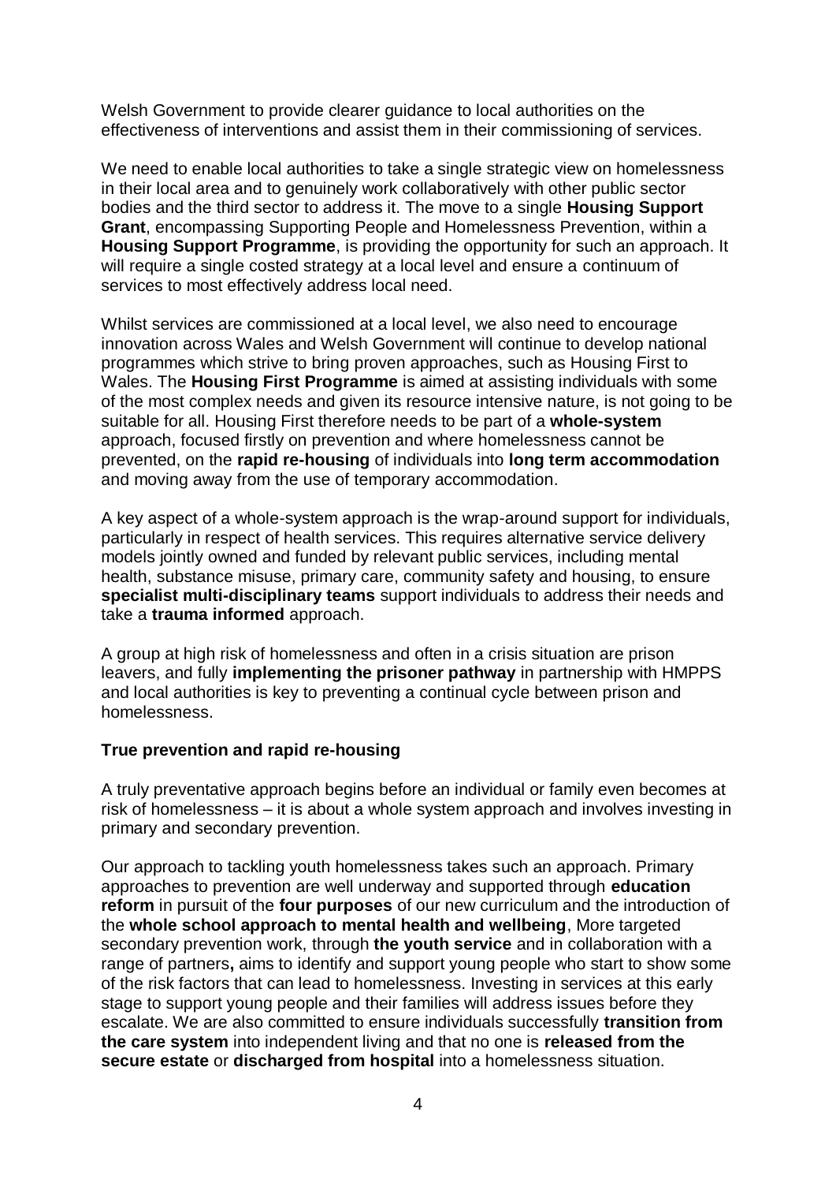Welsh Government to provide clearer guidance to local authorities on the effectiveness of interventions and assist them in their commissioning of services.

We need to enable local authorities to take a single strategic view on homelessness in their local area and to genuinely work collaboratively with other public sector bodies and the third sector to address it. The move to a single **Housing Support Grant**, encompassing Supporting People and Homelessness Prevention, within a **Housing Support Programme**, is providing the opportunity for such an approach. It will require a single costed strategy at a local level and ensure a continuum of services to most effectively address local need.

Whilst services are commissioned at a local level, we also need to encourage innovation across Wales and Welsh Government will continue to develop national programmes which strive to bring proven approaches, such as Housing First to Wales. The **Housing First Programme** is aimed at assisting individuals with some of the most complex needs and given its resource intensive nature, is not going to be suitable for all. Housing First therefore needs to be part of a **whole-system** approach, focused firstly on prevention and where homelessness cannot be prevented, on the **rapid re-housing** of individuals into **long term accommodation** and moving away from the use of temporary accommodation.

A key aspect of a whole-system approach is the wrap-around support for individuals, particularly in respect of health services. This requires alternative service delivery models jointly owned and funded by relevant public services, including mental health, substance misuse, primary care, community safety and housing, to ensure **specialist multi-disciplinary teams** support individuals to address their needs and take a **trauma informed** approach.

A group at high risk of homelessness and often in a crisis situation are prison leavers, and fully **implementing the prisoner pathway** in partnership with HMPPS and local authorities is key to preventing a continual cycle between prison and homelessness.

**True prevention and rapid re-housing**

A truly preventative approach begins before an individual or family even becomes at risk of homelessness – it is about a whole system approach and involves investing in primary and secondary prevention.

Our approach to tackling youth homelessness takes such an approach. Primary approaches to prevention are well underway and supported through **education reform** in pursuit of the **four purposes** of our new curriculum and the introduction of the **whole school approach to mental health and wellbeing**, More targeted secondary prevention work, through **the youth service** and in collaboration with a range of partners**,** aims to identify and support young people who start to show some of the risk factors that can lead to homelessness. Investing in services at this early stage to support young people and their families will address issues before they escalate. We are also committed to ensure individuals successfully **transition from the care system** into independent living and that no one is **released from the secure estate** or **discharged from hospital** into a homelessness situation.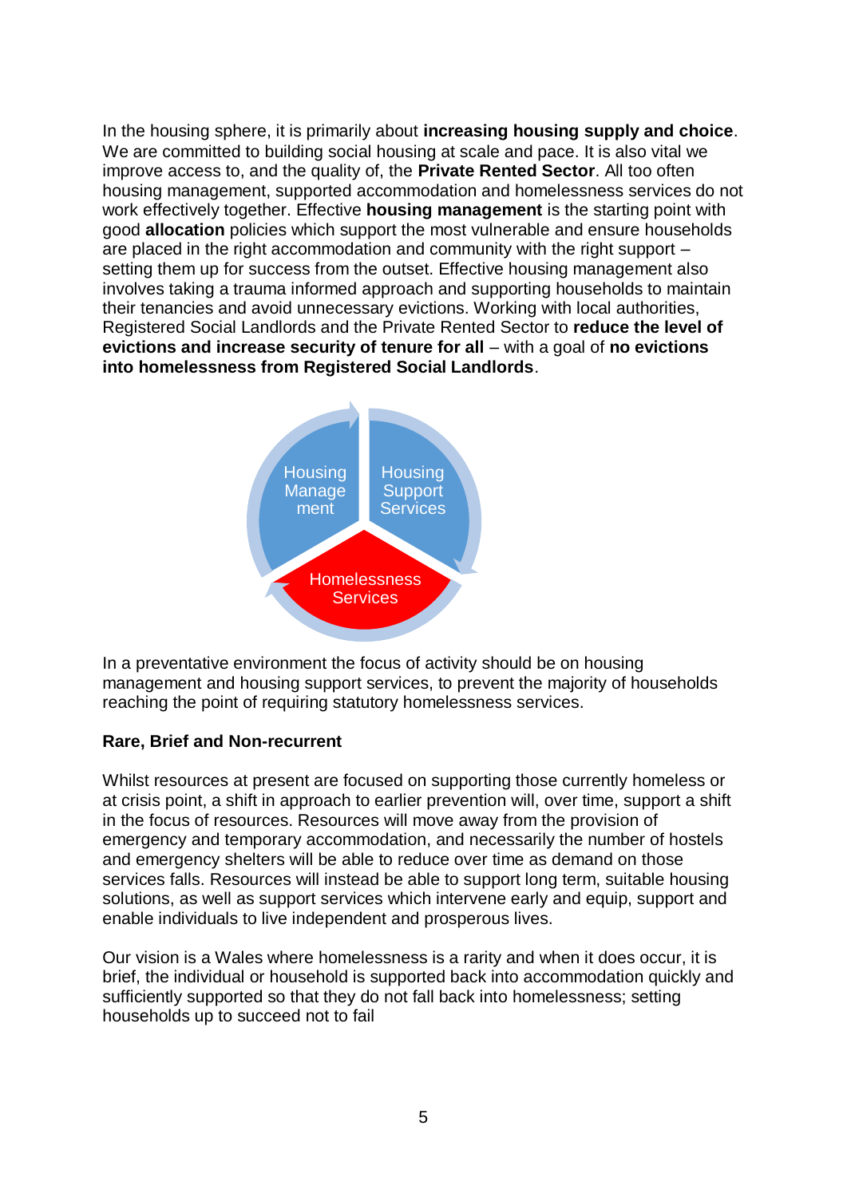In the housing sphere, it is primarily about **increasing housing supply and choice**. We are committed to building social housing at scale and pace. It is also vital we improve access to, and the quality of, the **Private Rented Sector**. All too often housing management, supported accommodation and homelessness services do not work effectively together. Effective **housing management** is the starting point with good **allocation** policies which support the most vulnerable and ensure households are placed in the right accommodation and community with the right support – setting them up for success from the outset. Effective housing management also involves taking a trauma informed approach and supporting households to maintain their tenancies and avoid unnecessary evictions. Working with local authorities, Registered Social Landlords and the Private Rented Sector to **reduce the level of evictions and increase security of tenure for all** – with a goal of **no evictions into homelessness from Registered Social Landlords**.

Housing Management

Housing Support Services

Homelessness Services

In a preventative environment the focus of activity should be on housing management and housing support services, to prevent the majority of households reaching the point of requiring statutory homelessness services.

**Rare, Brief and Non-recurrent**

Whilst resources at present are focused on supporting those currently homeless or at crisis point, a shift in approach to earlier prevention will, over time, support a shift in the focus of resources. Resources will move away from the provision of emergency and temporary accommodation, and necessarily the number of hostels and emergency shelters will be able to reduce over time as demand on those services falls. Resources will instead be able to support long term, suitable housing solutions, as well as support services which intervene early and equip, support and enable individuals to live independent and prosperous lives.

Our vision is a Wales where homelessness is a rarity and when it does occur, it is brief, the individual or household is supported back into accommodation quickly and sufficiently supported so that they do not fall back into homelessness; setting households up to succeed not to fail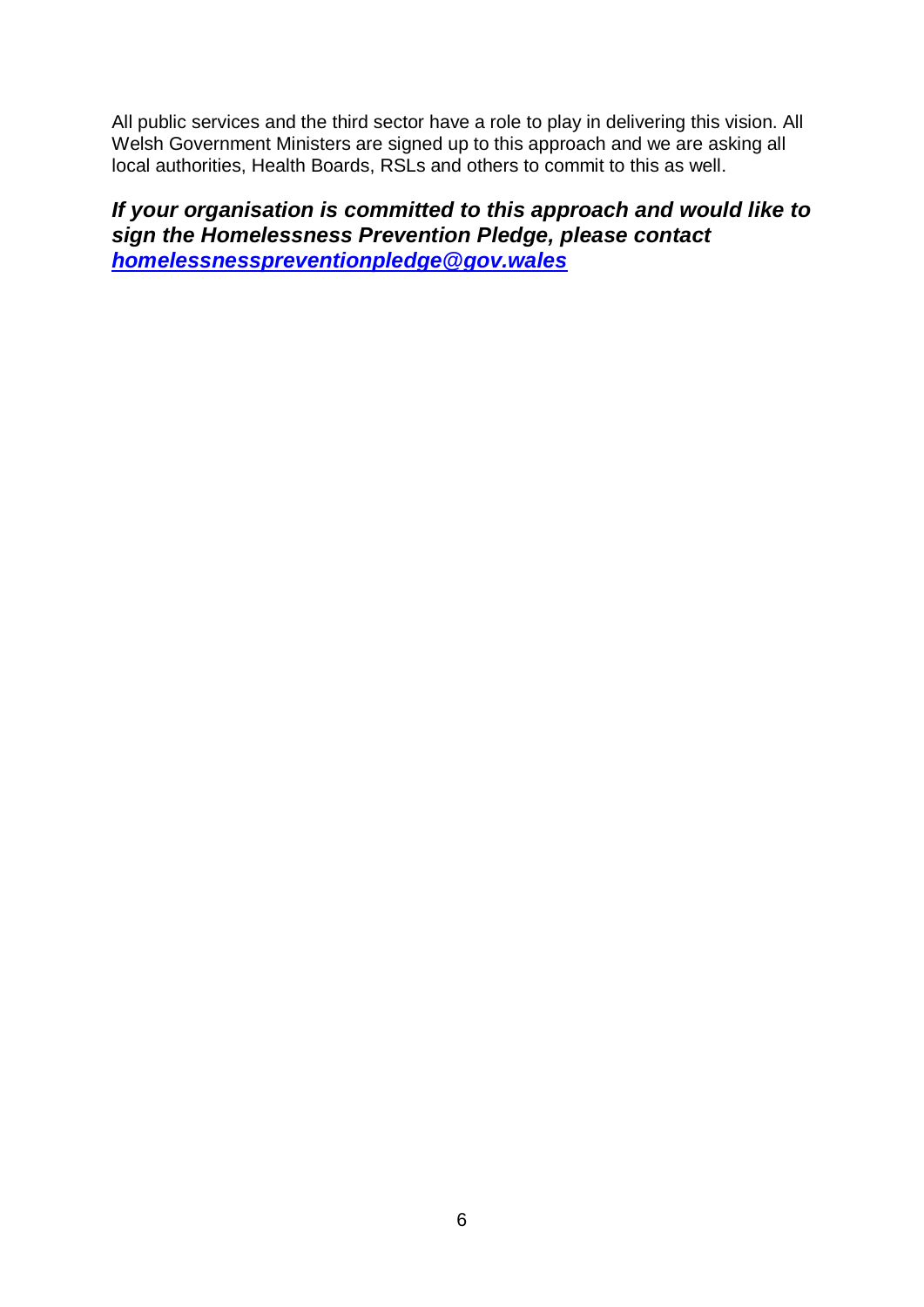All public services and the third sector have a role to play in delivering this vision. All Welsh Government Ministers are signed up to this approach and we are asking all local authorities, Health Boards, RSLs and others to commit to this as well.

***If your organisation is committed to this approach and would like to sign the Homelessness Prevention Pledge, please contact [homelessnesspreventionpledge@gov.wales](mailto:homelessnesspreventionpledge@gov.wales)***